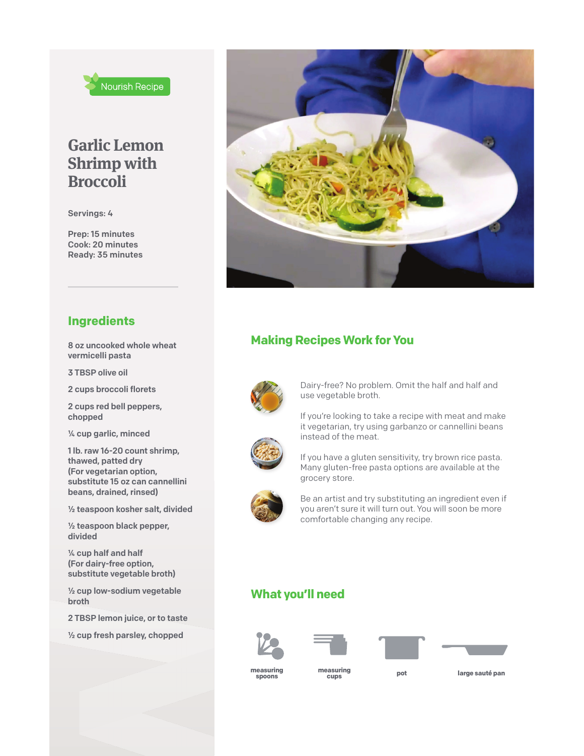Nourish Recipe

# Garlic Lemon Shrimp with Broccoli

Servings: 4

Prep: 15 minutes
Cook: 20 minutes
Ready: 35 minutes

## Ingredients

8 oz uncooked whole wheat vermicelli pasta

3 TBSP olive oil

2 cups broccoli florets

2 cups red bell peppers, chopped

¼ cup garlic, minced

1 lb. raw 16-20 count shrimp, thawed, patted dry (For vegetarian option, substitute 15 oz can cannellini beans, drained, rinsed)

½ teaspoon kosher salt, divided

½ teaspoon black pepper, divided

¼ cup half and half (For dairy-free option, substitute vegetable broth)

½ cup low-sodium vegetable broth

2 TBSP lemon juice, or to taste

½ cup fresh parsley, chopped

## Making Recipes Work for You

Dairy-free? No problem. Omit the half and half and use vegetable broth.

If you're looking to take a recipe with meat and make it vegetarian, try using garbanzo or cannellini beans instead of the meat.

If you have a gluten sensitivity, try brown rice pasta. Many gluten-free pasta options are available at the grocery store.

Be an artist and try substituting an ingredient even if you aren't sure it will turn out. You will soon be more comfortable changing any recipe.

## What you'll need

- measuring spoons
- measuring cups
- pot
- large sauté pan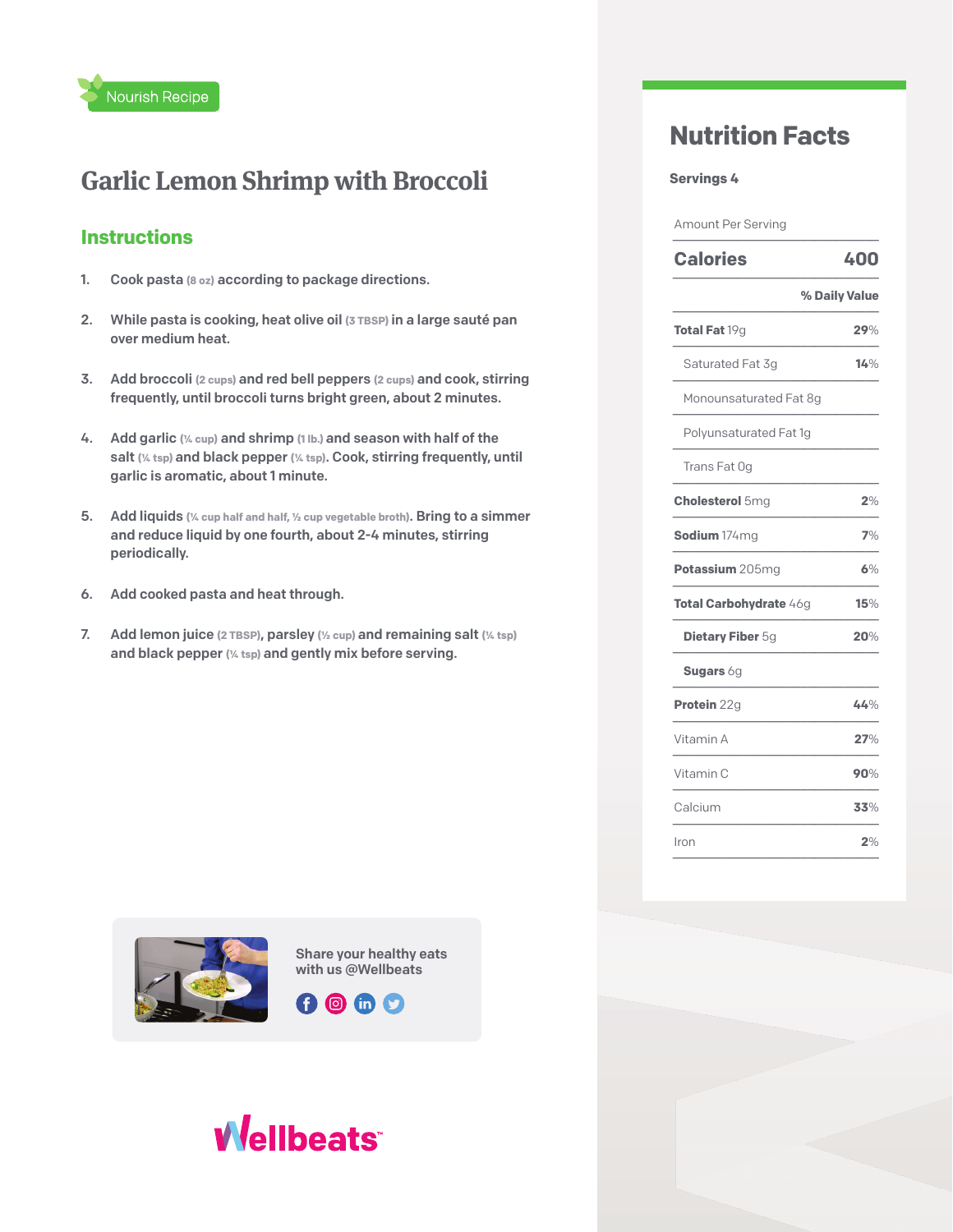Nourish Recipe

# Garlic Lemon Shrimp with Broccoli

## Instructions

1. Cook pasta (8 oz) according to package directions.
2. While pasta is cooking, heat olive oil (3 TBSP) in a large sauté pan over medium heat.
3. Add broccoli (2 cups) and red bell peppers (2 cups) and cook, stirring frequently, until broccoli turns bright green, about 2 minutes.
4. Add garlic (¼ cup) and shrimp (1 lb.) and season with half of the salt (¼ tsp) and black pepper (¼ tsp). Cook, stirring frequently, until garlic is aromatic, about 1 minute.
5. Add liquids (¼ cup half and half, ½ cup vegetable broth). Bring to a simmer and reduce liquid by one fourth, about 2-4 minutes, stirring periodically.
6. Add cooked pasta and heat through.
7. Add lemon juice (2 TBSP), parsley (½ cup) and remaining salt (¼ tsp) and black pepper (¼ tsp) and gently mix before serving.

## Nutrition Facts

**Servings 4**

| Amount Per Serving | |
|---|---|
| **Calories** | **400** |
| | **% Daily Value** |
| **Total Fat** 19g | **29%** |
| Saturated Fat 3g | **14%** |
| Monounsaturated Fat 8g | |
| Polyunsaturated Fat 1g | |
| Trans Fat 0g | |
| **Cholesterol** 5mg | **2%** |
| **Sodium** 174mg | **7%** |
| **Potassium** 205mg | **6%** |
| **Total Carbohydrate** 46g | **15%** |
| **Dietary Fiber** 5g | **20%** |
| **Sugars** 6g | |
| **Protein** 22g | **44%** |
| Vitamin A | **27%** |
| Vitamin C | **90%** |
| Calcium | **33%** |
| Iron | **2%** |

Share your healthy eats with us @Wellbeats

Wellbeats™